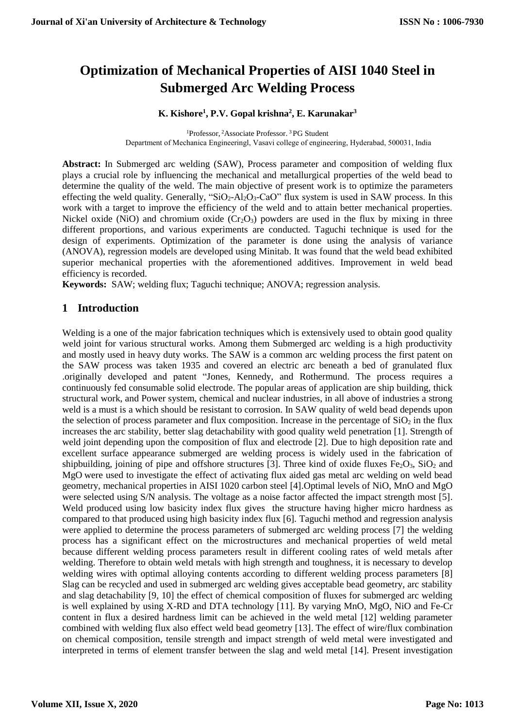# Optimization of Mechanical Properties of AISI 1040 Steel in Submerged Arc Welding Process

**K. Kishore[1], P.V. Gopal krishna[2], E. Karunakar[3]**

[1]Professor, [2]Associate Professor. [3]PG Student
Department of Mechanica Engineeringl, Vasavi college of engineering, Hyderabad, 500031, India

**Abstract:** In Submerged arc welding (SAW), Process parameter and composition of welding flux plays a crucial role by influencing the mechanical and metallurgical properties of the weld bead to determine the quality of the weld. The main objective of present work is to optimize the parameters effecting the weld quality. Generally, "$SiO_2$-$Al_2O_3$-CaO" flux system is used in SAW process. In this work with a target to improve the efficiency of the weld and to attain better mechanical properties. Nickel oxide (NiO) and chromium oxide ($Cr_2O_3$) powders are used in the flux by mixing in three different proportions, and various experiments are conducted. Taguchi technique is used for the design of experiments. Optimization of the parameter is done using the analysis of variance (ANOVA), regression models are developed using Minitab. It was found that the weld bead exhibited superior mechanical properties with the aforementioned additives. Improvement in weld bead efficiency is recorded.

**Keywords:** SAW; welding flux; Taguchi technique; ANOVA; regression analysis.

## 1 Introduction

Welding is a one of the major fabrication techniques which is extensively used to obtain good quality weld joint for various structural works. Among them Submerged arc welding is a high productivity and mostly used in heavy duty works. The SAW is a common arc welding process the first patent on the SAW process was taken 1935 and covered an electric arc beneath a bed of granulated flux .originally developed and patent "Jones, Kennedy, and Rothermund. The process requires a continuously fed consumable solid electrode. The popular areas of application are ship building, thick structural work, and Power system, chemical and nuclear industries, in all above of industries a strong weld is a must is a which should be resistant to corrosion. In SAW quality of weld bead depends upon the selection of process parameter and flux composition. Increase in the percentage of $SiO_2$ in the flux increases the arc stability, better slag detachability with good quality weld penetration [1]. Strength of weld joint depending upon the composition of flux and electrode [2]. Due to high deposition rate and excellent surface appearance submerged are welding process is widely used in the fabrication of shipbuilding, joining of pipe and offshore structures [3]. Three kind of oxide fluxes $Fe_2O_3$, $SiO_2$ and MgO were used to investigate the effect of activating flux aided gas metal arc welding on weld bead geometry, mechanical properties in AISI 1020 carbon steel [4].Optimal levels of NiO, MnO and MgO were selected using S/N analysis. The voltage as a noise factor affected the impact strength most [5]. Weld produced using low basicity index flux gives the structure having higher micro hardness as compared to that produced using high basicity index flux [6]. Taguchi method and regression analysis were applied to determine the process parameters of submerged arc welding process [7] the welding process has a significant effect on the microstructures and mechanical properties of weld metal because different welding process parameters result in different cooling rates of weld metals after welding. Therefore to obtain weld metals with high strength and toughness, it is necessary to develop welding wires with optimal alloying contents according to different welding process parameters [8] Slag can be recycled and used in submerged arc welding gives acceptable bead geometry, arc stability and slag detachability [9, 10] the effect of chemical composition of fluxes for submerged arc welding is well explained by using X-RD and DTA technology [11]. By varying MnO, MgO, NiO and Fe-Cr content in flux a desired hardness limit can be achieved in the weld metal [12] welding parameter combined with welding flux also effect weld bead geometry [13]. The effect of wire/flux combination on chemical composition, tensile strength and impact strength of weld metal were investigated and interpreted in terms of element transfer between the slag and weld metal [14]. Present investigation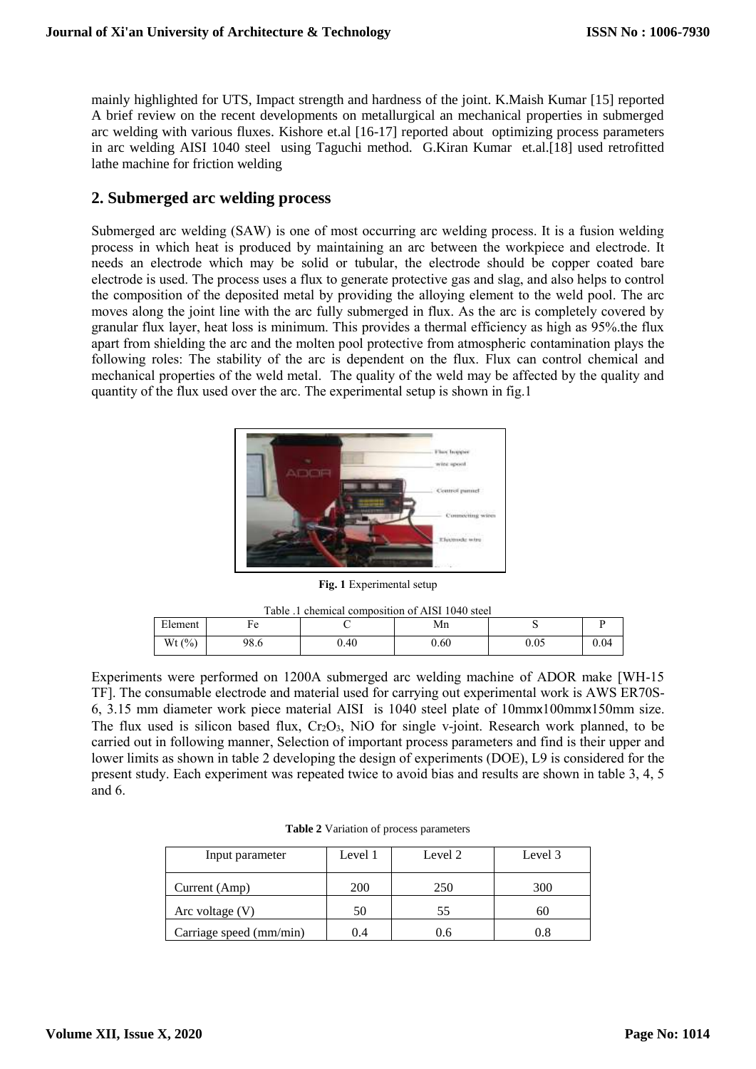mainly highlighted for UTS, Impact strength and hardness of the joint. K.Maish Kumar [15] reported A brief review on the recent developments on metallurgical an mechanical properties in submerged arc welding with various fluxes. Kishore et.al [16-17] reported about optimizing process parameters in arc welding AISI 1040 steel using Taguchi method. G.Kiran Kumar et.al.[18] used retrofitted lathe machine for friction welding

## 2. Submerged arc welding process

Submerged arc welding (SAW) is one of most occurring arc welding process. It is a fusion welding process in which heat is produced by maintaining an arc between the workpiece and electrode. It needs an electrode which may be solid or tubular, the electrode should be copper coated bare electrode is used. The process uses a flux to generate protective gas and slag, and also helps to control the composition of the deposited metal by providing the alloying element to the weld pool. The arc moves along the joint line with the arc fully submerged in flux. As the arc is completely covered by granular flux layer, heat loss is minimum. This provides a thermal efficiency as high as 95%.the flux apart from shielding the arc and the molten pool protective from atmospheric contamination plays the following roles: The stability of the arc is dependent on the flux. Flux can control chemical and mechanical properties of the weld metal. The quality of the weld may be affected by the quality and quantity of the flux used over the arc. The experimental setup is shown in fig.1

**Fig. 1** Experimental setup

Table .1 chemical composition of AISI 1040 steel

| Element | Fe | C | Mn | S | P |
|---|---|---|---|---|---|
| Wt (%) | 98.6 | 0.40 | 0.60 | 0.05 | 0.04 |

Experiments were performed on 1200A submerged arc welding machine of ADOR make [WH-15 TF]. The consumable electrode and material used for carrying out experimental work is AWS ER70S-6, 3.15 mm diameter work piece material AISI is 1040 steel plate of 10mmx100mmx150mm size. The flux used is silicon based flux, $Cr_2O_3$, NiO for single v-joint. Research work planned, to be carried out in following manner, Selection of important process parameters and find is their upper and lower limits as shown in table 2 developing the design of experiments (DOE), L9 is considered for the present study. Each experiment was repeated twice to avoid bias and results are shown in table 3, 4, 5 and 6.

**Table 2** Variation of process parameters

| Input parameter | Level 1 | Level 2 | Level 3 |
|---|---|---|---|
| Current (Amp) | 200 | 250 | 300 |
| Arc voltage (V) | 50 | 55 | 60 |
| Carriage speed (mm/min) | 0.4 | 0.6 | 0.8 |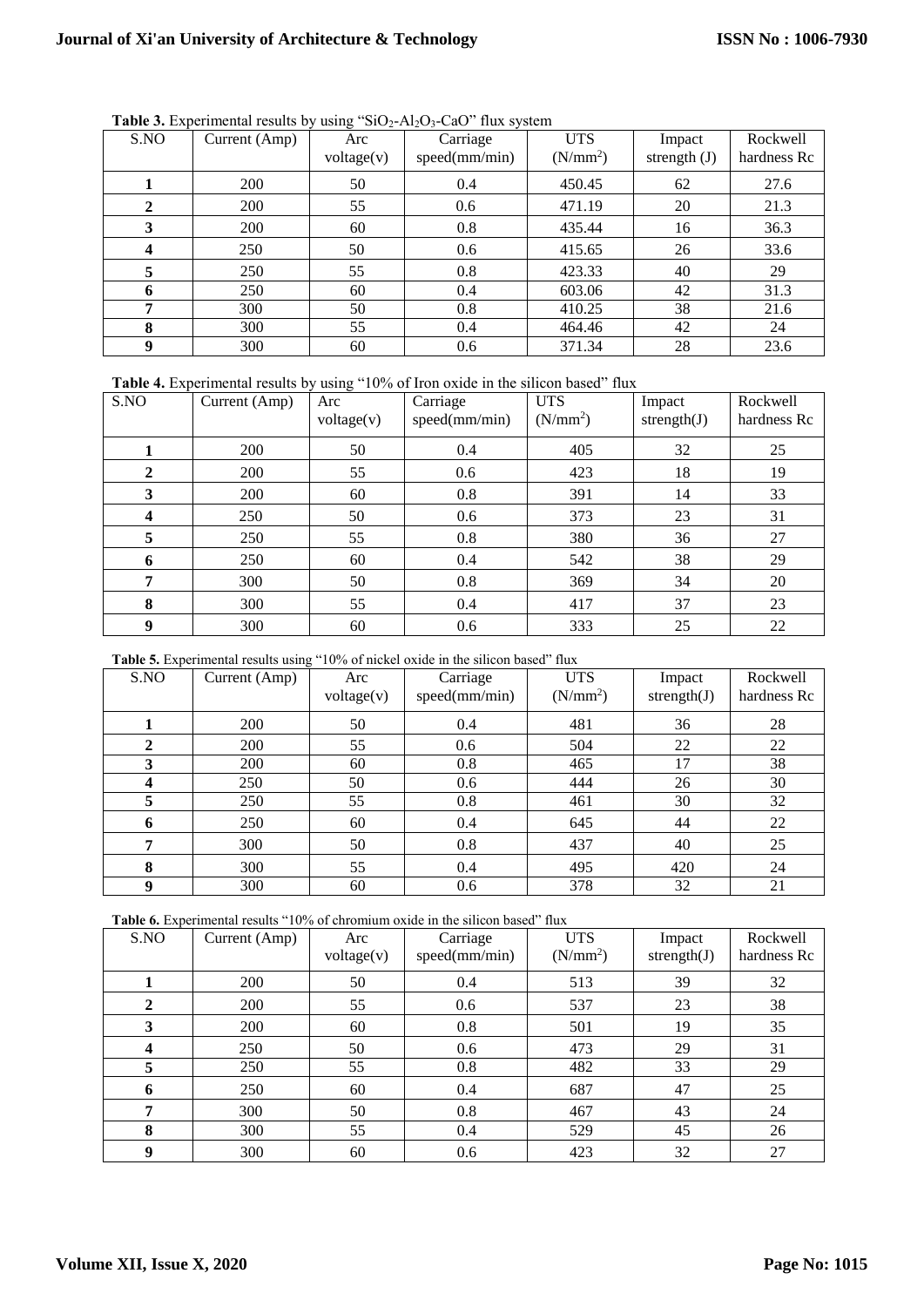**Table 3.** Experimental results by using "$SiO_2$-$Al_2O_3$-CaO" flux system

| S.NO | Current (Amp) | Arc voltage(v) | Carriage speed(mm/min) | UTS ($N/mm^2$) | Impact strength (J) | Rockwell hardness Rc |
|---|---|---|---|---|---|---|
| **1** | 200 | 50 | 0.4 | 450.45 | 62 | 27.6 |
| **2** | 200 | 55 | 0.6 | 471.19 | 20 | 21.3 |
| **3** | 200 | 60 | 0.8 | 435.44 | 16 | 36.3 |
| **4** | 250 | 50 | 0.6 | 415.65 | 26 | 33.6 |
| **5** | 250 | 55 | 0.8 | 423.33 | 40 | 29 |
| **6** | 250 | 60 | 0.4 | 603.06 | 42 | 31.3 |
| **7** | 300 | 50 | 0.8 | 410.25 | 38 | 21.6 |
| **8** | 300 | 55 | 0.4 | 464.46 | 42 | 24 |
| **9** | 300 | 60 | 0.6 | 371.34 | 28 | 23.6 |

**Table 4.** Experimental results by using "10% of Iron oxide in the silicon based" flux

| S.NO | Current (Amp) | Arc voltage(v) | Carriage speed(mm/min) | UTS ($N/mm^2$) | Impact strength(J) | Rockwell hardness Rc |
|---|---|---|---|---|---|---|
| **1** | 200 | 50 | 0.4 | 405 | 32 | 25 |
| **2** | 200 | 55 | 0.6 | 423 | 18 | 19 |
| **3** | 200 | 60 | 0.8 | 391 | 14 | 33 |
| **4** | 250 | 50 | 0.6 | 373 | 23 | 31 |
| **5** | 250 | 55 | 0.8 | 380 | 36 | 27 |
| **6** | 250 | 60 | 0.4 | 542 | 38 | 29 |
| **7** | 300 | 50 | 0.8 | 369 | 34 | 20 |
| **8** | 300 | 55 | 0.4 | 417 | 37 | 23 |
| **9** | 300 | 60 | 0.6 | 333 | 25 | 22 |

**Table 5.** Experimental results using "10% of nickel oxide in the silicon based" flux

| S.NO | Current (Amp) | Arc voltage(v) | Carriage speed(mm/min) | UTS ($N/mm^2$) | Impact strength(J) | Rockwell hardness Rc |
|---|---|---|---|---|---|---|
| **1** | 200 | 50 | 0.4 | 481 | 36 | 28 |
| **2** | 200 | 55 | 0.6 | 504 | 22 | 22 |
| **3** | 200 | 60 | 0.8 | 465 | 17 | 38 |
| **4** | 250 | 50 | 0.6 | 444 | 26 | 30 |
| **5** | 250 | 55 | 0.8 | 461 | 30 | 32 |
| **6** | 250 | 60 | 0.4 | 645 | 44 | 22 |
| **7** | 300 | 50 | 0.8 | 437 | 40 | 25 |
| **8** | 300 | 55 | 0.4 | 495 | 420 | 24 |
| **9** | 300 | 60 | 0.6 | 378 | 32 | 21 |

**Table 6.** Experimental results "10% of chromium oxide in the silicon based" flux

| S.NO | Current (Amp) | Arc voltage(v) | Carriage speed(mm/min) | UTS ($N/mm^2$) | Impact strength(J) | Rockwell hardness Rc |
|---|---|---|---|---|---|---|
| **1** | 200 | 50 | 0.4 | 513 | 39 | 32 |
| **2** | 200 | 55 | 0.6 | 537 | 23 | 38 |
| **3** | 200 | 60 | 0.8 | 501 | 19 | 35 |
| **4** | 250 | 50 | 0.6 | 473 | 29 | 31 |
| **5** | 250 | 55 | 0.8 | 482 | 33 | 29 |
| **6** | 250 | 60 | 0.4 | 687 | 47 | 25 |
| **7** | 300 | 50 | 0.8 | 467 | 43 | 24 |
| **8** | 300 | 55 | 0.4 | 529 | 45 | 26 |
| **9** | 300 | 60 | 0.6 | 423 | 32 | 27 |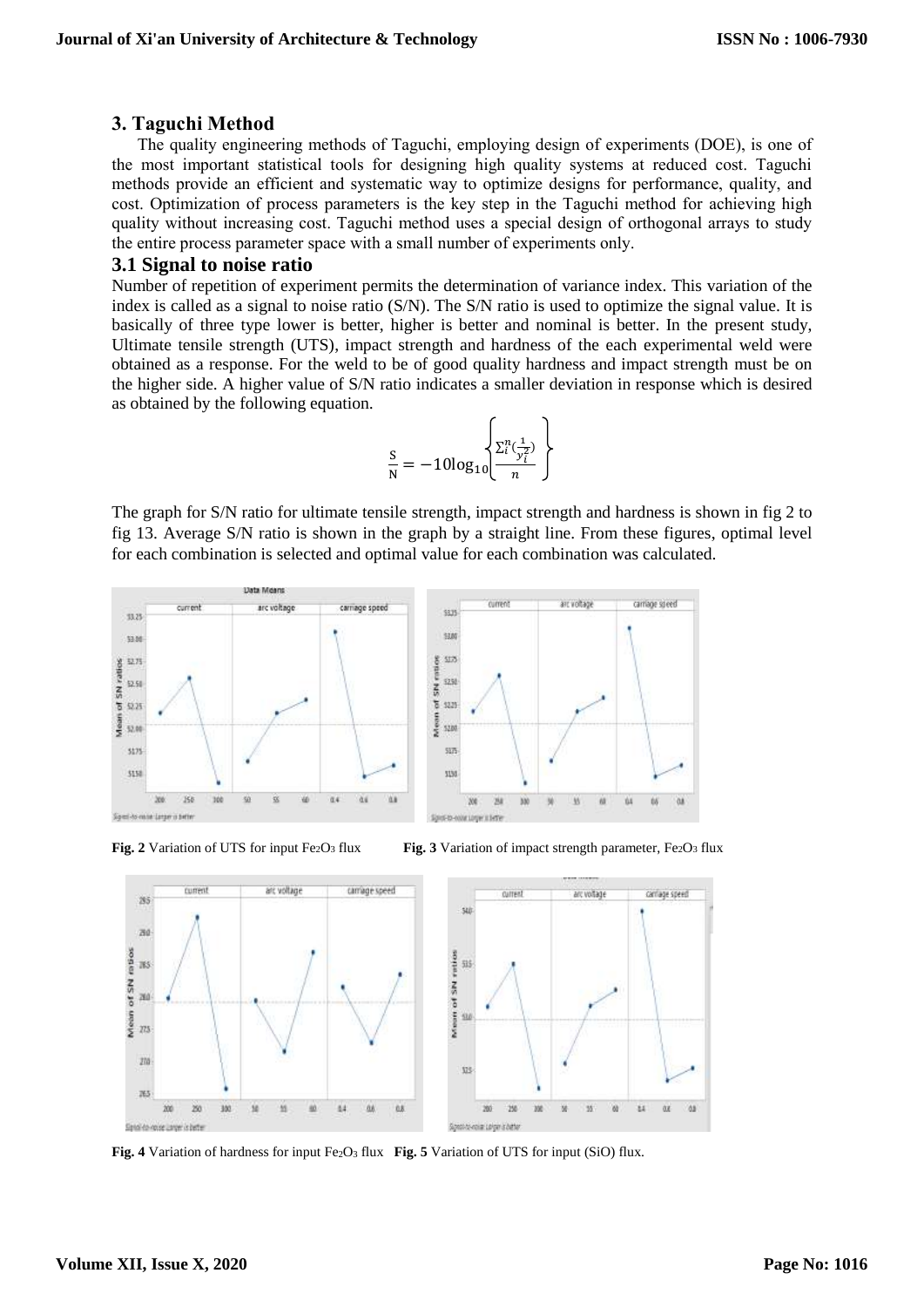## 3. Taguchi Method

The quality engineering methods of Taguchi, employing design of experiments (DOE), is one of the most important statistical tools for designing high quality systems at reduced cost. Taguchi methods provide an efficient and systematic way to optimize designs for performance, quality, and cost. Optimization of process parameters is the key step in the Taguchi method for achieving high quality without increasing cost. Taguchi method uses a special design of orthogonal arrays to study the entire process parameter space with a small number of experiments only.

### 3.1 Signal to noise ratio

Number of repetition of experiment permits the determination of variance index. This variation of the index is called as a signal to noise ratio (S/N). The S/N ratio is used to optimize the signal value. It is basically of three type lower is better, higher is better and nominal is better. In the present study, Ultimate tensile strength (UTS), impact strength and hardness of the each experimental weld were obtained as a response. For the weld to be of good quality hardness and impact strength must be on the higher side. A higher value of S/N ratio indicates a smaller deviation in response which is desired as obtained by the following equation.

$$\frac{S}{N} = -10\log_{10}\left\{\frac{\sum_i^n\left(\frac{1}{y_i^2}\right)}{n}\right\}$$

The graph for S/N ratio for ultimate tensile strength, impact strength and hardness is shown in fig 2 to fig 13. Average S/N ratio is shown in the graph by a straight line. From these figures, optimal level for each combination is selected and optimal value for each combination was calculated.

**Fig. 2** Variation of UTS for input $Fe_2O_3$ flux

**Fig. 3** Variation of impact strength parameter, $Fe_2O_3$ flux

**Fig. 4** Variation of hardness for input $Fe_2O_3$ flux

**Fig. 5** Variation of UTS for input (SiO) flux.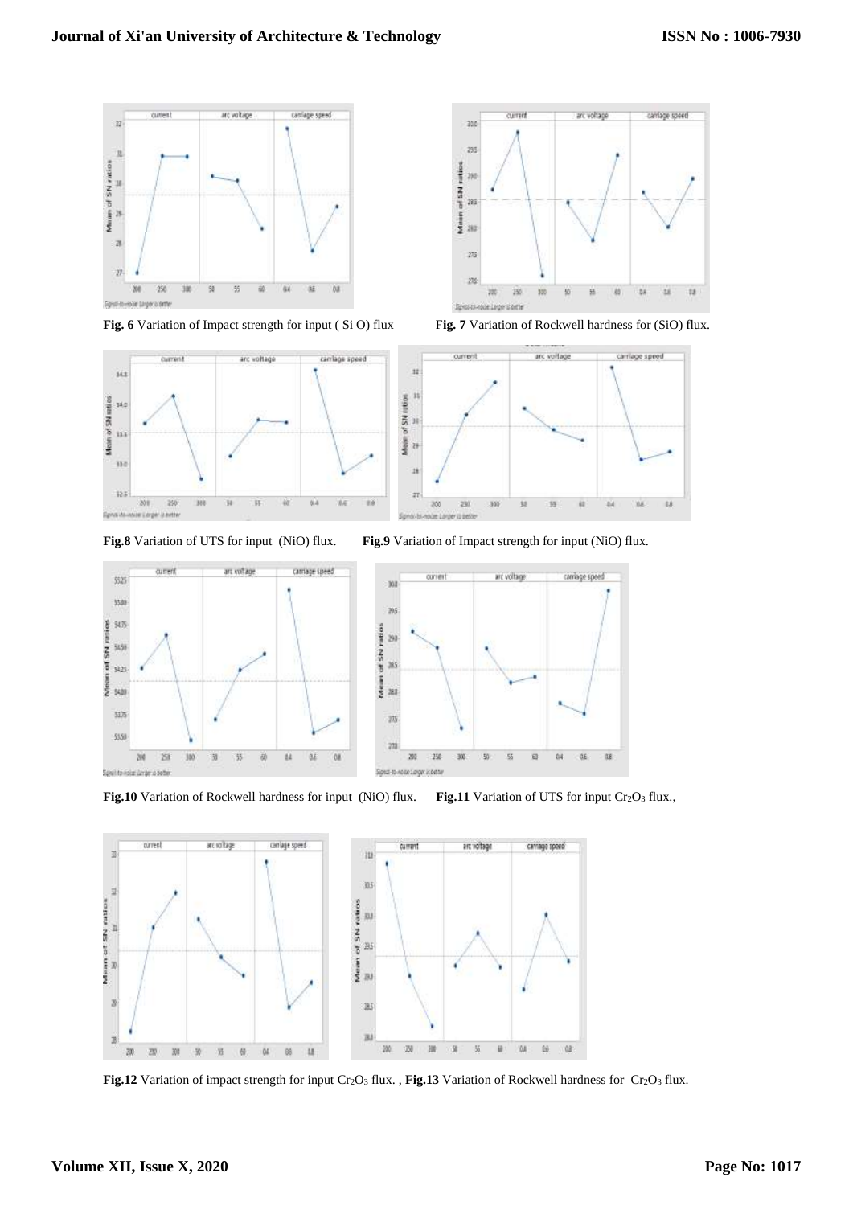**Fig. 6** Variation of Impact strength for input ( Si O) flux

**Fig. 7** Variation of Rockwell hardness for (SiO) flux.

**Fig.8** Variation of UTS for input (NiO) flux.

**Fig.9** Variation of Impact strength for input (NiO) flux.

**Fig.10** Variation of Rockwell hardness for input (NiO) flux.

**Fig.11** Variation of UTS for input $Cr_2O_3$ flux.,

**Fig.12** Variation of impact strength for input $Cr_2O_3$ flux. , **Fig.13** Variation of Rockwell hardness for $Cr_2O_3$ flux.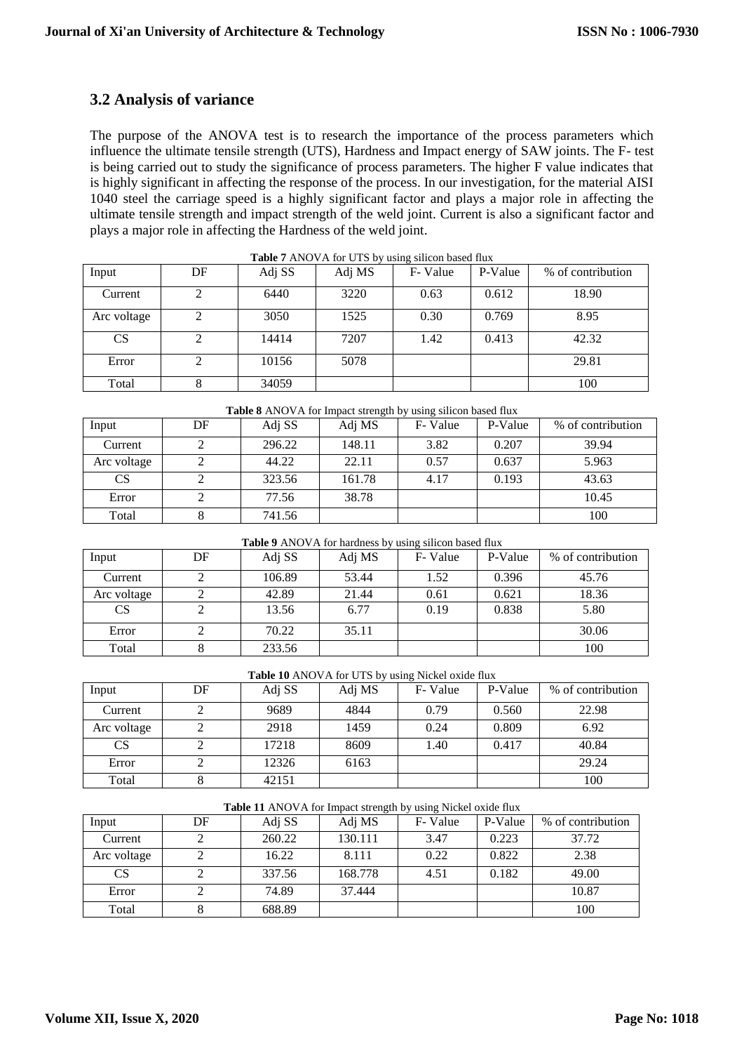## 3.2 Analysis of variance

The purpose of the ANOVA test is to research the importance of the process parameters which influence the ultimate tensile strength (UTS), Hardness and Impact energy of SAW joints. The F- test is being carried out to study the significance of process parameters. The higher F value indicates that is highly significant in affecting the response of the process. In our investigation, for the material AISI 1040 steel the carriage speed is a highly significant factor and plays a major role in affecting the ultimate tensile strength and impact strength of the weld joint. Current is also a significant factor and plays a major role in affecting the Hardness of the weld joint.

**Table 7** ANOVA for UTS by using silicon based flux

| Input | DF | Adj SS | Adj MS | F- Value | P-Value | % of contribution |
|---|---|---|---|---|---|---|
| Current | 2 | 6440 | 3220 | 0.63 | 0.612 | 18.90 |
| Arc voltage | 2 | 3050 | 1525 | 0.30 | 0.769 | 8.95 |
| CS | 2 | 14414 | 7207 | 1.42 | 0.413 | 42.32 |
| Error | 2 | 10156 | 5078 | | | 29.81 |
| Total | 8 | 34059 | | | | 100 |

**Table 8** ANOVA for Impact strength by using silicon based flux

| Input | DF | Adj SS | Adj MS | F- Value | P-Value | % of contribution |
|---|---|---|---|---|---|---|
| Current | 2 | 296.22 | 148.11 | 3.82 | 0.207 | 39.94 |
| Arc voltage | 2 | 44.22 | 22.11 | 0.57 | 0.637 | 5.963 |
| CS | 2 | 323.56 | 161.78 | 4.17 | 0.193 | 43.63 |
| Error | 2 | 77.56 | 38.78 | | | 10.45 |
| Total | 8 | 741.56 | | | | 100 |

**Table 9** ANOVA for hardness by using silicon based flux

| Input | DF | Adj SS | Adj MS | F- Value | P-Value | % of contribution |
|---|---|---|---|---|---|---|
| Current | 2 | 106.89 | 53.44 | 1.52 | 0.396 | 45.76 |
| Arc voltage | 2 | 42.89 | 21.44 | 0.61 | 0.621 | 18.36 |
| CS | 2 | 13.56 | 6.77 | 0.19 | 0.838 | 5.80 |
| Error | 2 | 70.22 | 35.11 | | | 30.06 |
| Total | 8 | 233.56 | | | | 100 |

**Table 10** ANOVA for UTS by using Nickel oxide flux

| Input | DF | Adj SS | Adj MS | F- Value | P-Value | % of contribution |
|---|---|---|---|---|---|---|
| Current | 2 | 9689 | 4844 | 0.79 | 0.560 | 22.98 |
| Arc voltage | 2 | 2918 | 1459 | 0.24 | 0.809 | 6.92 |
| CS | 2 | 17218 | 8609 | 1.40 | 0.417 | 40.84 |
| Error | 2 | 12326 | 6163 | | | 29.24 |
| Total | 8 | 42151 | | | | 100 |

**Table 11** ANOVA for Impact strength by using Nickel oxide flux

| Input | DF | Adj SS | Adj MS | F- Value | P-Value | % of contribution |
|---|---|---|---|---|---|---|
| Current | 2 | 260.22 | 130.111 | 3.47 | 0.223 | 37.72 |
| Arc voltage | 2 | 16.22 | 8.111 | 0.22 | 0.822 | 2.38 |
| CS | 2 | 337.56 | 168.778 | 4.51 | 0.182 | 49.00 |
| Error | 2 | 74.89 | 37.444 | | | 10.87 |
| Total | 8 | 688.89 | | | | 100 |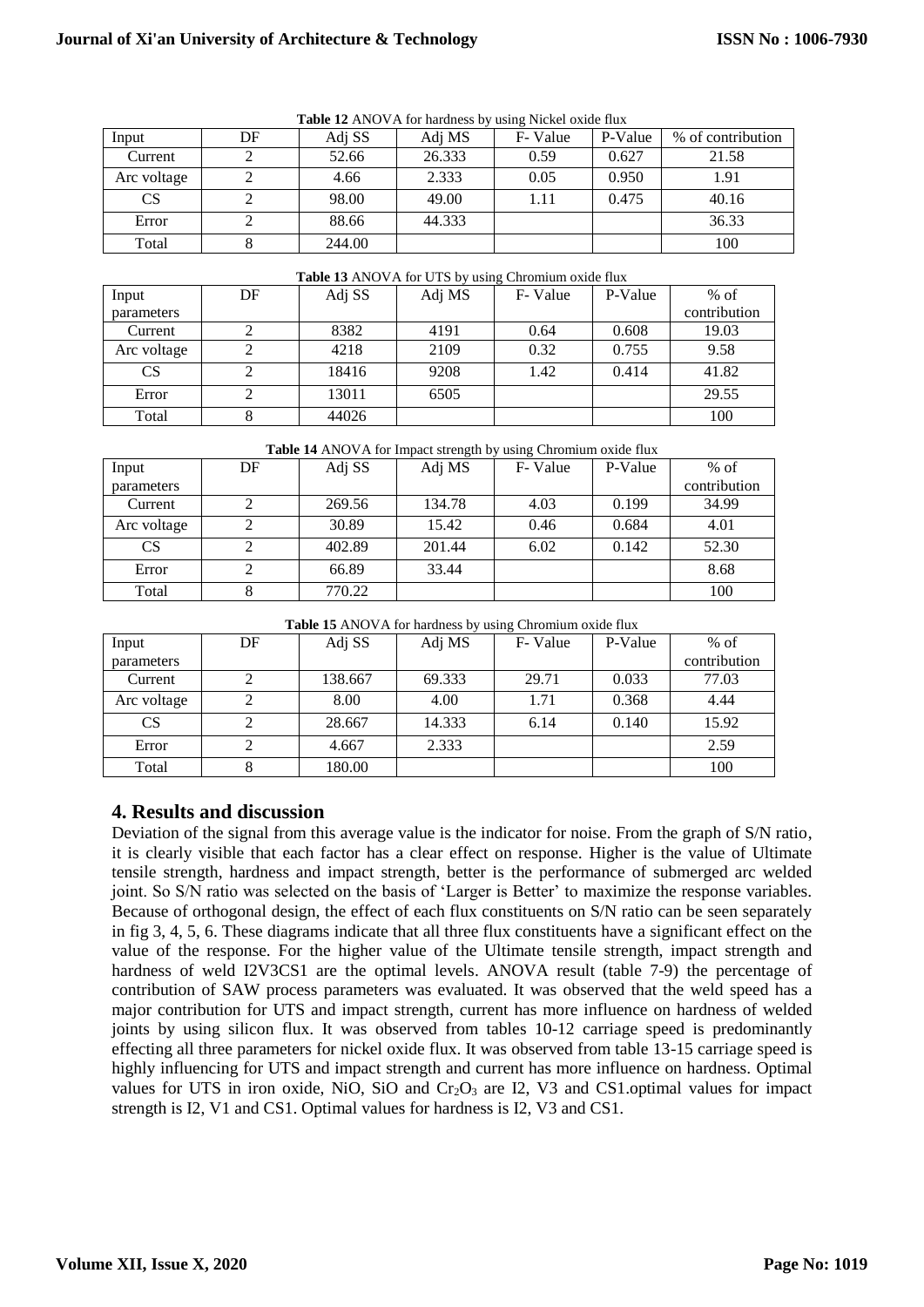**Table 12** ANOVA for hardness by using Nickel oxide flux

| Input | DF | Adj SS | Adj MS | F- Value | P-Value | % of contribution |
|---|---|---|---|---|---|---|
| Current | 2 | 52.66 | 26.333 | 0.59 | 0.627 | 21.58 |
| Arc voltage | 2 | 4.66 | 2.333 | 0.05 | 0.950 | 1.91 |
| CS | 2 | 98.00 | 49.00 | 1.11 | 0.475 | 40.16 |
| Error | 2 | 88.66 | 44.333 | | | 36.33 |
| Total | 8 | 244.00 | | | | 100 |

**Table 13** ANOVA for UTS by using Chromium oxide flux

| Input parameters | DF | Adj SS | Adj MS | F- Value | P-Value | % of contribution |
|---|---|---|---|---|---|---|
| Current | 2 | 8382 | 4191 | 0.64 | 0.608 | 19.03 |
| Arc voltage | 2 | 4218 | 2109 | 0.32 | 0.755 | 9.58 |
| CS | 2 | 18416 | 9208 | 1.42 | 0.414 | 41.82 |
| Error | 2 | 13011 | 6505 | | | 29.55 |
| Total | 8 | 44026 | | | | 100 |

**Table 14** ANOVA for Impact strength by using Chromium oxide flux

| Input parameters | DF | Adj SS | Adj MS | F- Value | P-Value | % of contribution |
|---|---|---|---|---|---|---|
| Current | 2 | 269.56 | 134.78 | 4.03 | 0.199 | 34.99 |
| Arc voltage | 2 | 30.89 | 15.42 | 0.46 | 0.684 | 4.01 |
| CS | 2 | 402.89 | 201.44 | 6.02 | 0.142 | 52.30 |
| Error | 2 | 66.89 | 33.44 | | | 8.68 |
| Total | 8 | 770.22 | | | | 100 |

**Table 15** ANOVA for hardness by using Chromium oxide flux

| Input parameters | DF | Adj SS | Adj MS | F- Value | P-Value | % of contribution |
|---|---|---|---|---|---|---|
| Current | 2 | 138.667 | 69.333 | 29.71 | 0.033 | 77.03 |
| Arc voltage | 2 | 8.00 | 4.00 | 1.71 | 0.368 | 4.44 |
| CS | 2 | 28.667 | 14.333 | 6.14 | 0.140 | 15.92 |
| Error | 2 | 4.667 | 2.333 | | | 2.59 |
| Total | 8 | 180.00 | | | | 100 |

## 4. Results and discussion

Deviation of the signal from this average value is the indicator for noise. From the graph of S/N ratio, it is clearly visible that each factor has a clear effect on response. Higher is the value of Ultimate tensile strength, hardness and impact strength, better is the performance of submerged arc welded joint. So S/N ratio was selected on the basis of 'Larger is Better' to maximize the response variables. Because of orthogonal design, the effect of each flux constituents on S/N ratio can be seen separately in fig 3, 4, 5, 6. These diagrams indicate that all three flux constituents have a significant effect on the value of the response. For the higher value of the Ultimate tensile strength, impact strength and hardness of weld I2V3CS1 are the optimal levels. ANOVA result (table 7-9) the percentage of contribution of SAW process parameters was evaluated. It was observed that the weld speed has a major contribution for UTS and impact strength, current has more influence on hardness of welded joints by using silicon flux. It was observed from tables 10-12 carriage speed is predominantly effecting all three parameters for nickel oxide flux. It was observed from table 13-15 carriage speed is highly influencing for UTS and impact strength and current has more influence on hardness. Optimal values for UTS in iron oxide, NiO, SiO and $Cr_2O_3$ are I2, V3 and CS1.optimal values for impact strength is I2, V1 and CS1. Optimal values for hardness is I2, V3 and CS1.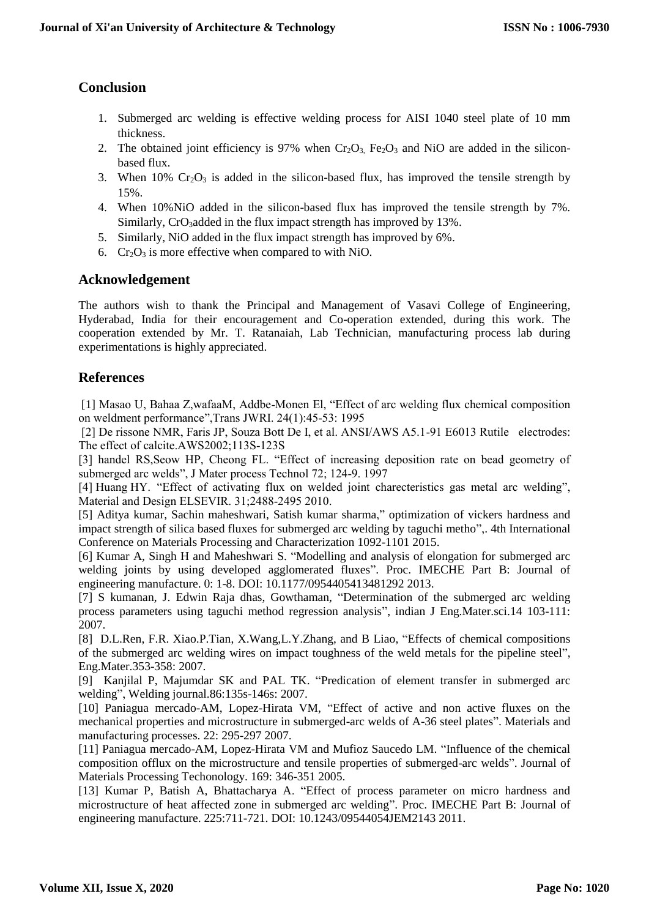## Conclusion

1. Submerged arc welding is effective welding process for AISI 1040 steel plate of 10 mm thickness.
2. The obtained joint efficiency is 97% when $Cr_2O_3$, $Fe_2O_3$ and NiO are added in the silicon-based flux.
3. When 10% $Cr_2O_3$ is added in the silicon-based flux, has improved the tensile strength by 15%.
4. When 10%NiO added in the silicon-based flux has improved the tensile strength by 7%. Similarly, $CrO_3$added in the flux impact strength has improved by 13%.
5. Similarly, NiO added in the flux impact strength has improved by 6%.
6. $Cr_2O_3$ is more effective when compared to with NiO.

## Acknowledgement

The authors wish to thank the Principal and Management of Vasavi College of Engineering, Hyderabad, India for their encouragement and Co-operation extended, during this work. The cooperation extended by Mr. T. Ratanaiah, Lab Technician, manufacturing process lab during experimentations is highly appreciated.

## References

[1] Masao U, Bahaa Z,wafaaM, Addbe-Monen El, "Effect of arc welding flux chemical composition on weldment performance",Trans JWRI. 24(1):45-53: 1995

[2] De rissone NMR, Faris JP, Souza Bott De I, et al. ANSI/AWS A5.1-91 E6013 Rutile electrodes: The effect of calcite.AWS2002;113S-123S

[3] handel RS,Seow HP, Cheong FL. "Effect of increasing deposition rate on bead geometry of submerged arc welds", J Mater process Technol 72; 124-9. 1997

[4] Huang HY. "Effect of activating flux on welded joint charecteristics gas metal arc welding", Material and Design ELSEVIR. 31;2488-2495 2010.

[5] Aditya kumar, Sachin maheshwari, Satish kumar sharma," optimization of vickers hardness and impact strength of silica based fluxes for submerged arc welding by taguchi metho",. 4th International Conference on Materials Processing and Characterization 1092-1101 2015.

[6] Kumar A, Singh H and Maheshwari S. "Modelling and analysis of elongation for submerged arc welding joints by using developed agglomerated fluxes". Proc. IMECHE Part B: Journal of engineering manufacture. 0: 1-8. DOI: 10.1177/0954405413481292 2013.

[7] S kumanan, J. Edwin Raja dhas, Gowthaman, "Determination of the submerged arc welding process parameters using taguchi method regression analysis", indian J Eng.Mater.sci.14 103-111: 2007.

[8] D.L.Ren, F.R. Xiao.P.Tian, X.Wang,L.Y.Zhang, and B Liao, "Effects of chemical compositions of the submerged arc welding wires on impact toughness of the weld metals for the pipeline steel", Eng.Mater.353-358: 2007.

[9] Kanjilal P, Majumdar SK and PAL TK. "Predication of element transfer in submerged arc welding", Welding journal.86:135s-146s: 2007.

[10] Paniagua mercado-AM, Lopez-Hirata VM, "Effect of active and non active fluxes on the mechanical properties and microstructure in submerged-arc welds of A-36 steel plates". Materials and manufacturing processes. 22: 295-297 2007.

[11] Paniagua mercado-AM, Lopez-Hirata VM and Mufioz Saucedo LM. "Influence of the chemical composition offlux on the microstructure and tensile properties of submerged-arc welds". Journal of Materials Processing Techonology. 169: 346-351 2005.

[13] Kumar P, Batish A, Bhattacharya A. "Effect of process parameter on micro hardness and microstructure of heat affected zone in submerged arc welding". Proc. IMECHE Part B: Journal of engineering manufacture. 225:711-721. DOI: 10.1243/09544054JEM2143 2011.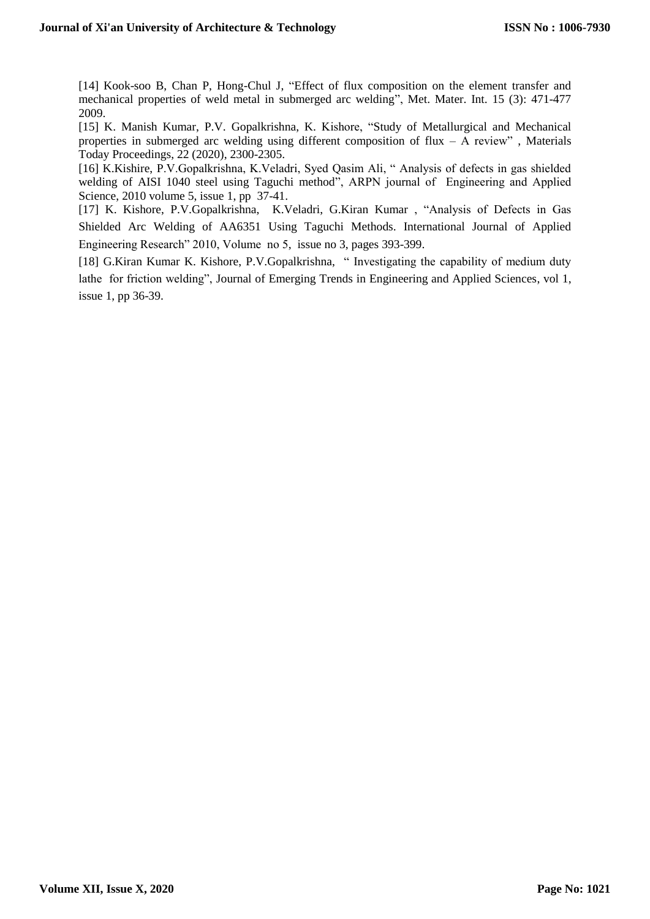[14] Kook-soo B, Chan P, Hong-Chul J, "Effect of flux composition on the element transfer and mechanical properties of weld metal in submerged arc welding", Met. Mater. Int. 15 (3): 471-477 2009.

[15] K. Manish Kumar, P.V. Gopalkrishna, K. Kishore, "Study of Metallurgical and Mechanical properties in submerged arc welding using different composition of flux – A review" , Materials Today Proceedings, 22 (2020), 2300-2305.

[16] K.Kishire, P.V.Gopalkrishna, K.Veladri, Syed Qasim Ali, " Analysis of defects in gas shielded welding of AISI 1040 steel using Taguchi method", ARPN journal of Engineering and Applied Science, 2010 volume 5, issue 1, pp 37-41.

[17] K. Kishore, P.V.Gopalkrishna, K.Veladri, G.Kiran Kumar , "Analysis of Defects in Gas Shielded Arc Welding of AA6351 Using Taguchi Methods. International Journal of Applied Engineering Research" 2010, Volume no 5, issue no 3, pages 393-399.

[18] G.Kiran Kumar K. Kishore, P.V.Gopalkrishna, " Investigating the capability of medium duty lathe for friction welding", Journal of Emerging Trends in Engineering and Applied Sciences, vol 1, issue 1, pp 36-39.